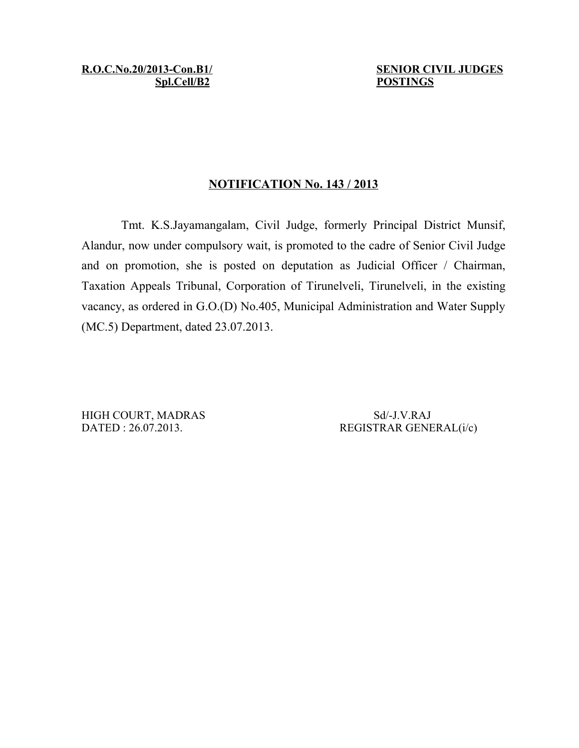**R.O.C.No.20/2013-Con.B1/ Spl.Cell/B2**

**SENIOR CIVIL JUDGES POSTINGS**

**NOTIFICATION No. 143 / 2013**

Tmt. K.S.Jayamangalam, Civil Judge, formerly Principal District Munsif, Alandur, now under compulsory wait, is promoted to the cadre of Senior Civil Judge and on promotion, she is posted on deputation as Judicial Officer / Chairman, Taxation Appeals Tribunal, Corporation of Tirunelveli, Tirunelveli, in the existing vacancy, as ordered in G.O.(D) No.405, Municipal Administration and Water Supply (MC.5) Department, dated 23.07.2013.

HIGH COURT, MADRAS
DATED : 26.07.2013.

Sd/-J.V.RAJ
REGISTRAR GENERAL(i/c)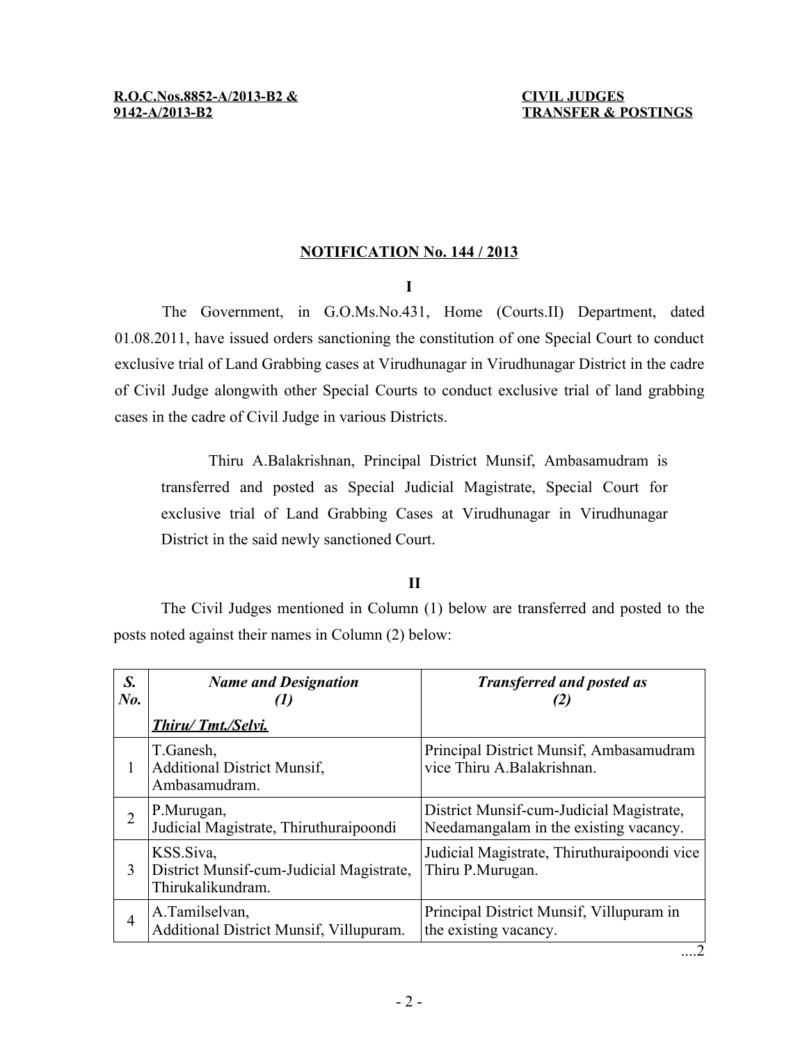**R.O.C.Nos.8852-A/2013-B2 & 9142-A/2013-B2**

**CIVIL JUDGES TRANSFER & POSTINGS**

## NOTIFICATION No. 144 / 2013

**I**

The Government, in G.O.Ms.No.431, Home (Courts.II) Department, dated 01.08.2011, have issued orders sanctioning the constitution of one Special Court to conduct exclusive trial of Land Grabbing cases at Virudhunagar in Virudhunagar District in the cadre of Civil Judge alongwith other Special Courts to conduct exclusive trial of land grabbing cases in the cadre of Civil Judge in various Districts.

Thiru A.Balakrishnan, Principal District Munsif, Ambasamudram is transferred and posted as Special Judicial Magistrate, Special Court for exclusive trial of Land Grabbing Cases at Virudhunagar in Virudhunagar District in the said newly sanctioned Court.

**II**

The Civil Judges mentioned in Column (1) below are transferred and posted to the posts noted against their names in Column (2) below:

| ***S. No.*** | ***Name and Designation (1)*** | ***Transferred and posted as (2)*** |
|---|---|---|
| | ***Thiru/ Tmt./Selvi.*** | |
| 1 | T.Ganesh, Additional District Munsif, Ambasamudram. | Principal District Munsif, Ambasamudram vice Thiru A.Balakrishnan. |
| 2 | P.Murugan, Judicial Magistrate, Thiruthuraipoondi | District Munsif-cum-Judicial Magistrate, Needamangalam in the existing vacancy. |
| 3 | KSS.Siva, District Munsif-cum-Judicial Magistrate, Thirukalikundram. | Judicial Magistrate, Thiruthuraipoondi vice Thiru P.Murugan. |
| 4 | A.Tamilselvan, Additional District Munsif, Villupuram. | Principal District Munsif, Villupuram in the existing vacancy. |

....2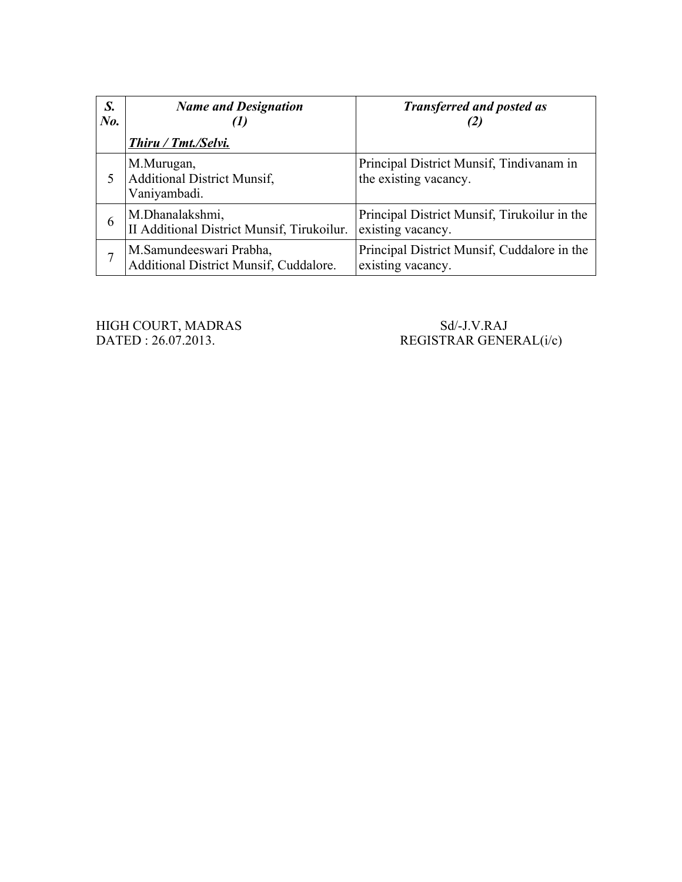| *S. No.* | *Name and Designation (1)* | *Transferred and posted as (2)* |
|---|---|---|
| | ***Thiru / Tmt./Selvi.*** | |
| 5 | M.Murugan, Additional District Munsif, Vaniyambadi. | Principal District Munsif, Tindivanam in the existing vacancy. |
| 6 | M.Dhanalakshmi, II Additional District Munsif, Tirukoilur. | Principal District Munsif, Tirukoilur in the existing vacancy. |
| 7 | M.Samundeeswari Prabha, Additional District Munsif, Cuddalore. | Principal District Munsif, Cuddalore in the existing vacancy. |

HIGH COURT, MADRAS
DATED : 26.07.2013.

Sd/-J.V.RAJ
REGISTRAR GENERAL(i/c)